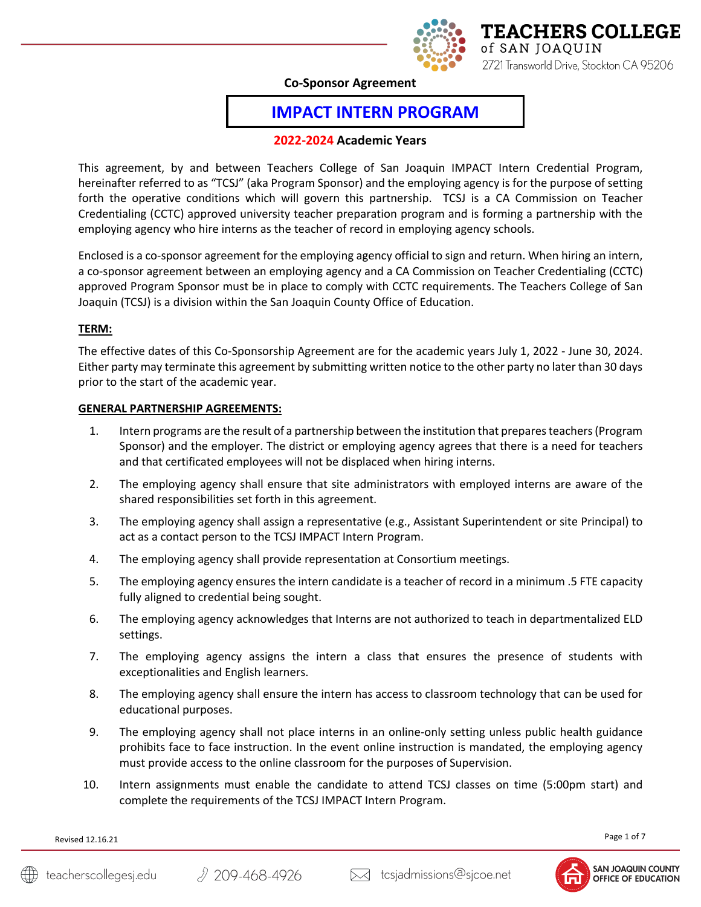TEACHERS COLLEGE of SAN JOAQUIN
2721 Transworld Drive, Stockton CA 95206

**Co-Sponsor Agreement**

# IMPACT INTERN PROGRAM

**2022-2024 Academic Years**

This agreement, by and between Teachers College of San Joaquin IMPACT Intern Credential Program, hereinafter referred to as "TCSJ" (aka Program Sponsor) and the employing agency is for the purpose of setting forth the operative conditions which will govern this partnership. TCSJ is a CA Commission on Teacher Credentialing (CCTC) approved university teacher preparation program and is forming a partnership with the employing agency who hire interns as the teacher of record in employing agency schools.

Enclosed is a co-sponsor agreement for the employing agency official to sign and return. When hiring an intern, a co-sponsor agreement between an employing agency and a CA Commission on Teacher Credentialing (CCTC) approved Program Sponsor must be in place to comply with CCTC requirements. The Teachers College of San Joaquin (TCSJ) is a division within the San Joaquin County Office of Education.

## TERM:

The effective dates of this Co-Sponsorship Agreement are for the academic years July 1, 2022 - June 30, 2024. Either party may terminate this agreement by submitting written notice to the other party no later than 30 days prior to the start of the academic year.

## GENERAL PARTNERSHIP AGREEMENTS:

1. Intern programs are the result of a partnership between the institution that prepares teachers (Program Sponsor) and the employer. The district or employing agency agrees that there is a need for teachers and that certificated employees will not be displaced when hiring interns.
2. The employing agency shall ensure that site administrators with employed interns are aware of the shared responsibilities set forth in this agreement.
3. The employing agency shall assign a representative (e.g., Assistant Superintendent or site Principal) to act as a contact person to the TCSJ IMPACT Intern Program.
4. The employing agency shall provide representation at Consortium meetings.
5. The employing agency ensures the intern candidate is a teacher of record in a minimum .5 FTE capacity fully aligned to credential being sought.
6. The employing agency acknowledges that Interns are not authorized to teach in departmentalized ELD settings.
7. The employing agency assigns the intern a class that ensures the presence of students with exceptionalities and English learners.
8. The employing agency shall ensure the intern has access to classroom technology that can be used for educational purposes.
9. The employing agency shall not place interns in an online-only setting unless public health guidance prohibits face to face instruction. In the event online instruction is mandated, the employing agency must provide access to the online classroom for the purposes of Supervision.
10. Intern assignments must enable the candidate to attend TCSJ classes on time (5:00pm start) and complete the requirements of the TCSJ IMPACT Intern Program.

Revised 12.16.21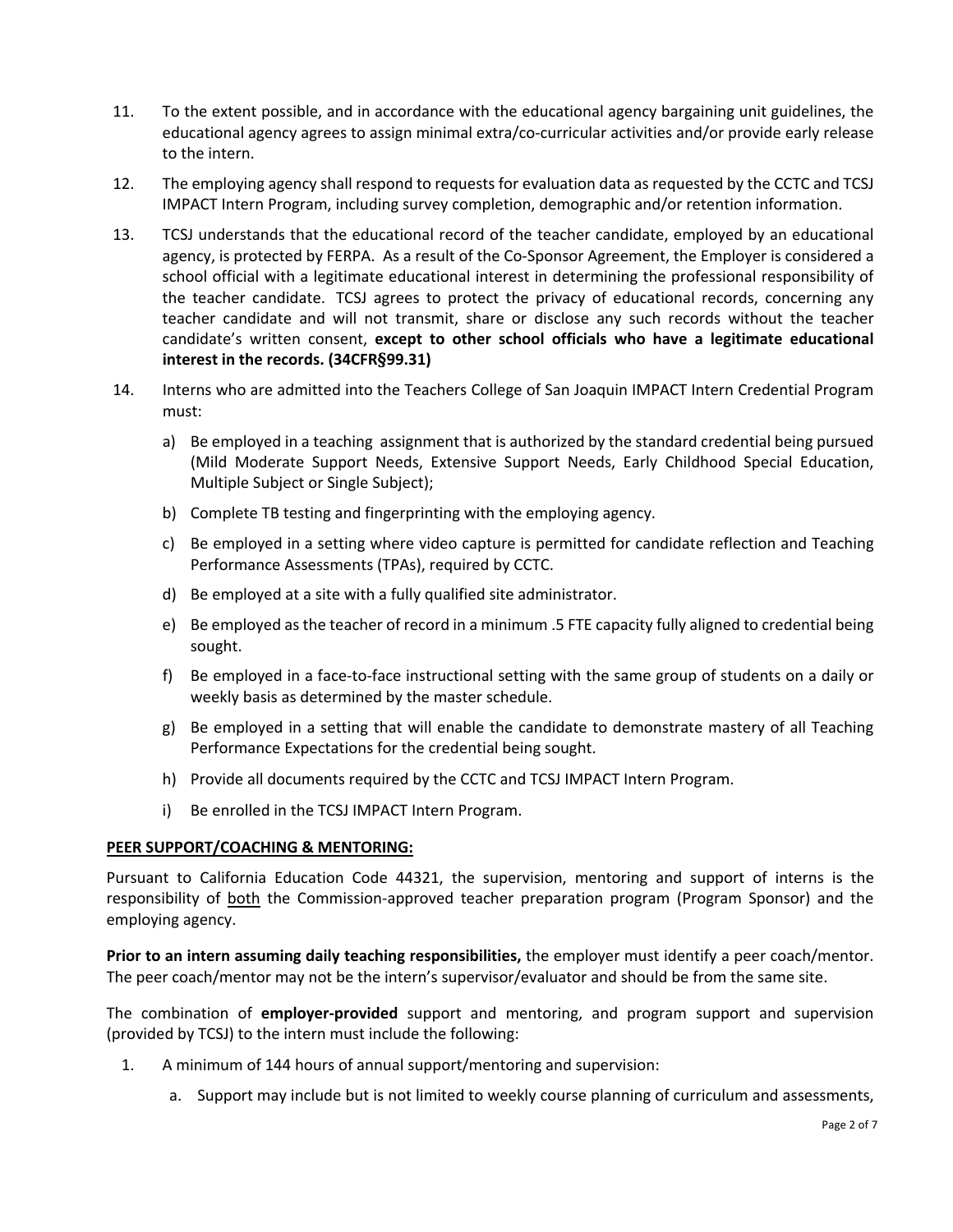11. To the extent possible, and in accordance with the educational agency bargaining unit guidelines, the educational agency agrees to assign minimal extra/co-curricular activities and/or provide early release to the intern.

12. The employing agency shall respond to requests for evaluation data as requested by the CCTC and TCSJ IMPACT Intern Program, including survey completion, demographic and/or retention information.

13. TCSJ understands that the educational record of the teacher candidate, employed by an educational agency, is protected by FERPA. As a result of the Co-Sponsor Agreement, the Employer is considered a school official with a legitimate educational interest in determining the professional responsibility of the teacher candidate. TCSJ agrees to protect the privacy of educational records, concerning any teacher candidate and will not transmit, share or disclose any such records without the teacher candidate's written consent, **except to other school officials who have a legitimate educational interest in the records. (34CFR§99.31)**

14. Interns who are admitted into the Teachers College of San Joaquin IMPACT Intern Credential Program must:

    a) Be employed in a teaching assignment that is authorized by the standard credential being pursued (Mild Moderate Support Needs, Extensive Support Needs, Early Childhood Special Education, Multiple Subject or Single Subject);

    b) Complete TB testing and fingerprinting with the employing agency.

    c) Be employed in a setting where video capture is permitted for candidate reflection and Teaching Performance Assessments (TPAs), required by CCTC.

    d) Be employed at a site with a fully qualified site administrator.

    e) Be employed as the teacher of record in a minimum .5 FTE capacity fully aligned to credential being sought.

    f) Be employed in a face-to-face instructional setting with the same group of students on a daily or weekly basis as determined by the master schedule.

    g) Be employed in a setting that will enable the candidate to demonstrate mastery of all Teaching Performance Expectations for the credential being sought.

    h) Provide all documents required by the CCTC and TCSJ IMPACT Intern Program.

    i) Be enrolled in the TCSJ IMPACT Intern Program.

**PEER SUPPORT/COACHING & MENTORING:**

Pursuant to California Education Code 44321, the supervision, mentoring and support of interns is the responsibility of both the Commission-approved teacher preparation program (Program Sponsor) and the employing agency.

**Prior to an intern assuming daily teaching responsibilities,** the employer must identify a peer coach/mentor. The peer coach/mentor may not be the intern's supervisor/evaluator and should be from the same site.

The combination of **employer-provided** support and mentoring, and program support and supervision (provided by TCSJ) to the intern must include the following:

1. A minimum of 144 hours of annual support/mentoring and supervision:

    a. Support may include but is not limited to weekly course planning of curriculum and assessments,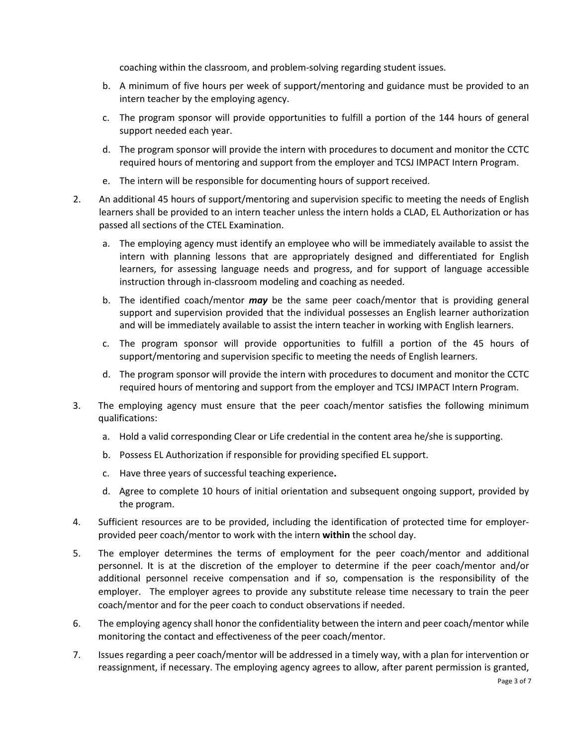coaching within the classroom, and problem-solving regarding student issues.

   b. A minimum of five hours per week of support/mentoring and guidance must be provided to an intern teacher by the employing agency.

   c. The program sponsor will provide opportunities to fulfill a portion of the 144 hours of general support needed each year.

   d. The program sponsor will provide the intern with procedures to document and monitor the CCTC required hours of mentoring and support from the employer and TCSJ IMPACT Intern Program.

   e. The intern will be responsible for documenting hours of support received.

2. An additional 45 hours of support/mentoring and supervision specific to meeting the needs of English learners shall be provided to an intern teacher unless the intern holds a CLAD, EL Authorization or has passed all sections of the CTEL Examination.

   a. The employing agency must identify an employee who will be immediately available to assist the intern with planning lessons that are appropriately designed and differentiated for English learners, for assessing language needs and progress, and for support of language accessible instruction through in-classroom modeling and coaching as needed.

   b. The identified coach/mentor ***may*** be the same peer coach/mentor that is providing general support and supervision provided that the individual possesses an English learner authorization and will be immediately available to assist the intern teacher in working with English learners.

   c. The program sponsor will provide opportunities to fulfill a portion of the 45 hours of support/mentoring and supervision specific to meeting the needs of English learners.

   d. The program sponsor will provide the intern with procedures to document and monitor the CCTC required hours of mentoring and support from the employer and TCSJ IMPACT Intern Program.

3. The employing agency must ensure that the peer coach/mentor satisfies the following minimum qualifications:

   a. Hold a valid corresponding Clear or Life credential in the content area he/she is supporting.

   b. Possess EL Authorization if responsible for providing specified EL support.

   c. Have three years of successful teaching experience**.**

   d. Agree to complete 10 hours of initial orientation and subsequent ongoing support, provided by the program.

4. Sufficient resources are to be provided, including the identification of protected time for employer-provided peer coach/mentor to work with the intern **within** the school day.

5. The employer determines the terms of employment for the peer coach/mentor and additional personnel. It is at the discretion of the employer to determine if the peer coach/mentor and/or additional personnel receive compensation and if so, compensation is the responsibility of the employer. The employer agrees to provide any substitute release time necessary to train the peer coach/mentor and for the peer coach to conduct observations if needed.

6. The employing agency shall honor the confidentiality between the intern and peer coach/mentor while monitoring the contact and effectiveness of the peer coach/mentor.

7. Issues regarding a peer coach/mentor will be addressed in a timely way, with a plan for intervention or reassignment, if necessary. The employing agency agrees to allow, after parent permission is granted,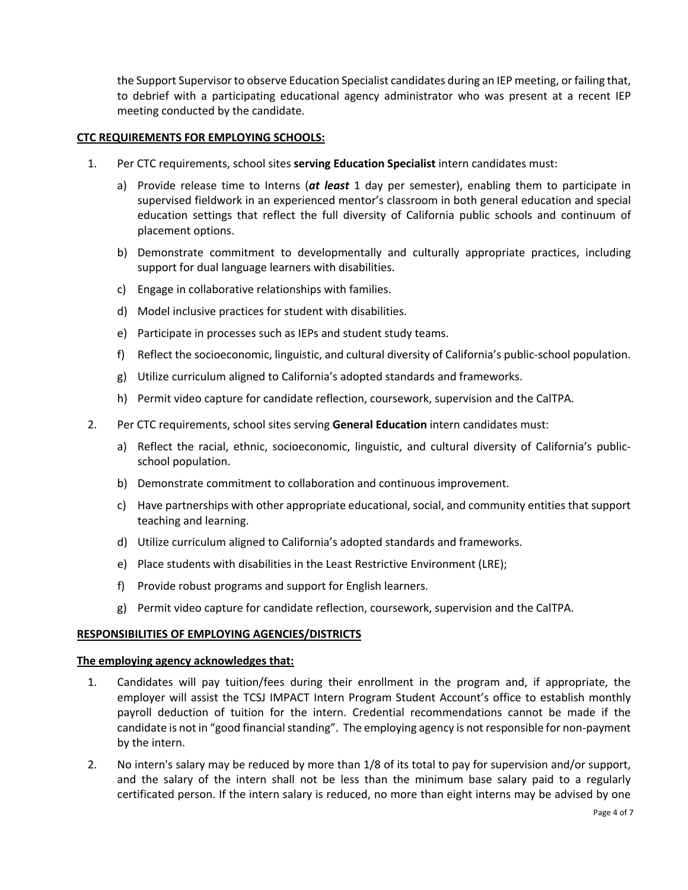the Support Supervisor to observe Education Specialist candidates during an IEP meeting, or failing that, to debrief with a participating educational agency administrator who was present at a recent IEP meeting conducted by the candidate.

**CTC REQUIREMENTS FOR EMPLOYING SCHOOLS:**

1. Per CTC requirements, school sites **serving Education Specialist** intern candidates must:
   a) Provide release time to Interns (***at least*** 1 day per semester), enabling them to participate in supervised fieldwork in an experienced mentor's classroom in both general education and special education settings that reflect the full diversity of California public schools and continuum of placement options.
   b) Demonstrate commitment to developmentally and culturally appropriate practices, including support for dual language learners with disabilities.
   c) Engage in collaborative relationships with families.
   d) Model inclusive practices for student with disabilities.
   e) Participate in processes such as IEPs and student study teams.
   f) Reflect the socioeconomic, linguistic, and cultural diversity of California's public-school population.
   g) Utilize curriculum aligned to California's adopted standards and frameworks.
   h) Permit video capture for candidate reflection, coursework, supervision and the CalTPA.

2. Per CTC requirements, school sites serving **General Education** intern candidates must:
   a) Reflect the racial, ethnic, socioeconomic, linguistic, and cultural diversity of California's public-school population.
   b) Demonstrate commitment to collaboration and continuous improvement.
   c) Have partnerships with other appropriate educational, social, and community entities that support teaching and learning.
   d) Utilize curriculum aligned to California's adopted standards and frameworks.
   e) Place students with disabilities in the Least Restrictive Environment (LRE);
   f) Provide robust programs and support for English learners.
   g) Permit video capture for candidate reflection, coursework, supervision and the CalTPA.

**RESPONSIBILITIES OF EMPLOYING AGENCIES/DISTRICTS**

**The employing agency acknowledges that:**

1. Candidates will pay tuition/fees during their enrollment in the program and, if appropriate, the employer will assist the TCSJ IMPACT Intern Program Student Account's office to establish monthly payroll deduction of tuition for the intern. Credential recommendations cannot be made if the candidate is not in "good financial standing". The employing agency is not responsible for non-payment by the intern.
2. No intern's salary may be reduced by more than 1/8 of its total to pay for supervision and/or support, and the salary of the intern shall not be less than the minimum base salary paid to a regularly certificated person. If the intern salary is reduced, no more than eight interns may be advised by one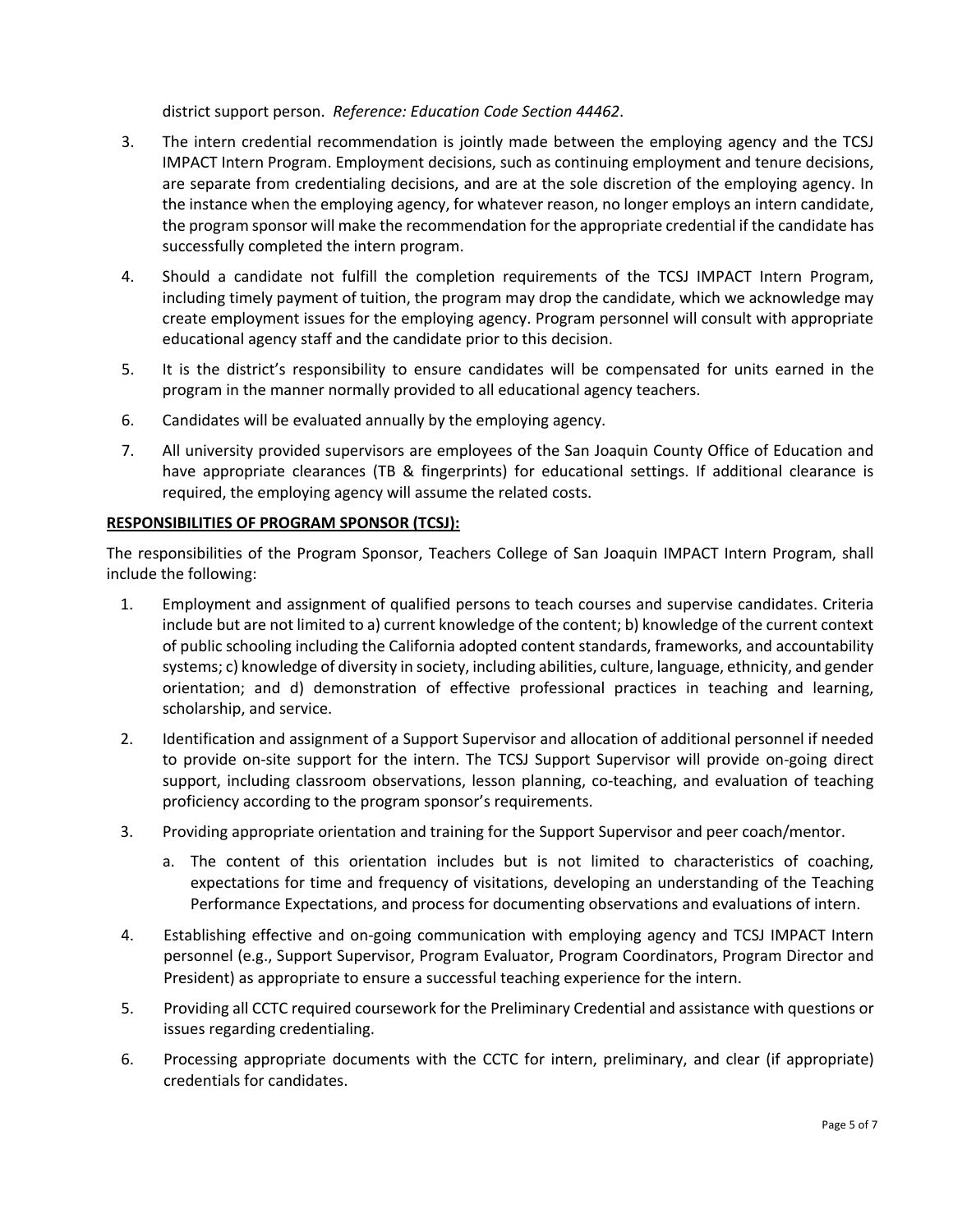district support person. *Reference: Education Code Section 44462*.

3. The intern credential recommendation is jointly made between the employing agency and the TCSJ IMPACT Intern Program. Employment decisions, such as continuing employment and tenure decisions, are separate from credentialing decisions, and are at the sole discretion of the employing agency. In the instance when the employing agency, for whatever reason, no longer employs an intern candidate, the program sponsor will make the recommendation for the appropriate credential if the candidate has successfully completed the intern program.
4. Should a candidate not fulfill the completion requirements of the TCSJ IMPACT Intern Program, including timely payment of tuition, the program may drop the candidate, which we acknowledge may create employment issues for the employing agency. Program personnel will consult with appropriate educational agency staff and the candidate prior to this decision.
5. It is the district's responsibility to ensure candidates will be compensated for units earned in the program in the manner normally provided to all educational agency teachers.
6. Candidates will be evaluated annually by the employing agency.
7. All university provided supervisors are employees of the San Joaquin County Office of Education and have appropriate clearances (TB & fingerprints) for educational settings. If additional clearance is required, the employing agency will assume the related costs.

**RESPONSIBILITIES OF PROGRAM SPONSOR (TCSJ):**

The responsibilities of the Program Sponsor, Teachers College of San Joaquin IMPACT Intern Program, shall include the following:

1. Employment and assignment of qualified persons to teach courses and supervise candidates. Criteria include but are not limited to a) current knowledge of the content; b) knowledge of the current context of public schooling including the California adopted content standards, frameworks, and accountability systems; c) knowledge of diversity in society, including abilities, culture, language, ethnicity, and gender orientation; and d) demonstration of effective professional practices in teaching and learning, scholarship, and service.
2. Identification and assignment of a Support Supervisor and allocation of additional personnel if needed to provide on-site support for the intern. The TCSJ Support Supervisor will provide on-going direct support, including classroom observations, lesson planning, co-teaching, and evaluation of teaching proficiency according to the program sponsor's requirements.
3. Providing appropriate orientation and training for the Support Supervisor and peer coach/mentor.
    a. The content of this orientation includes but is not limited to characteristics of coaching, expectations for time and frequency of visitations, developing an understanding of the Teaching Performance Expectations, and process for documenting observations and evaluations of intern.
4. Establishing effective and on-going communication with employing agency and TCSJ IMPACT Intern personnel (e.g., Support Supervisor, Program Evaluator, Program Coordinators, Program Director and President) as appropriate to ensure a successful teaching experience for the intern.
5. Providing all CCTC required coursework for the Preliminary Credential and assistance with questions or issues regarding credentialing.
6. Processing appropriate documents with the CCTC for intern, preliminary, and clear (if appropriate) credentials for candidates.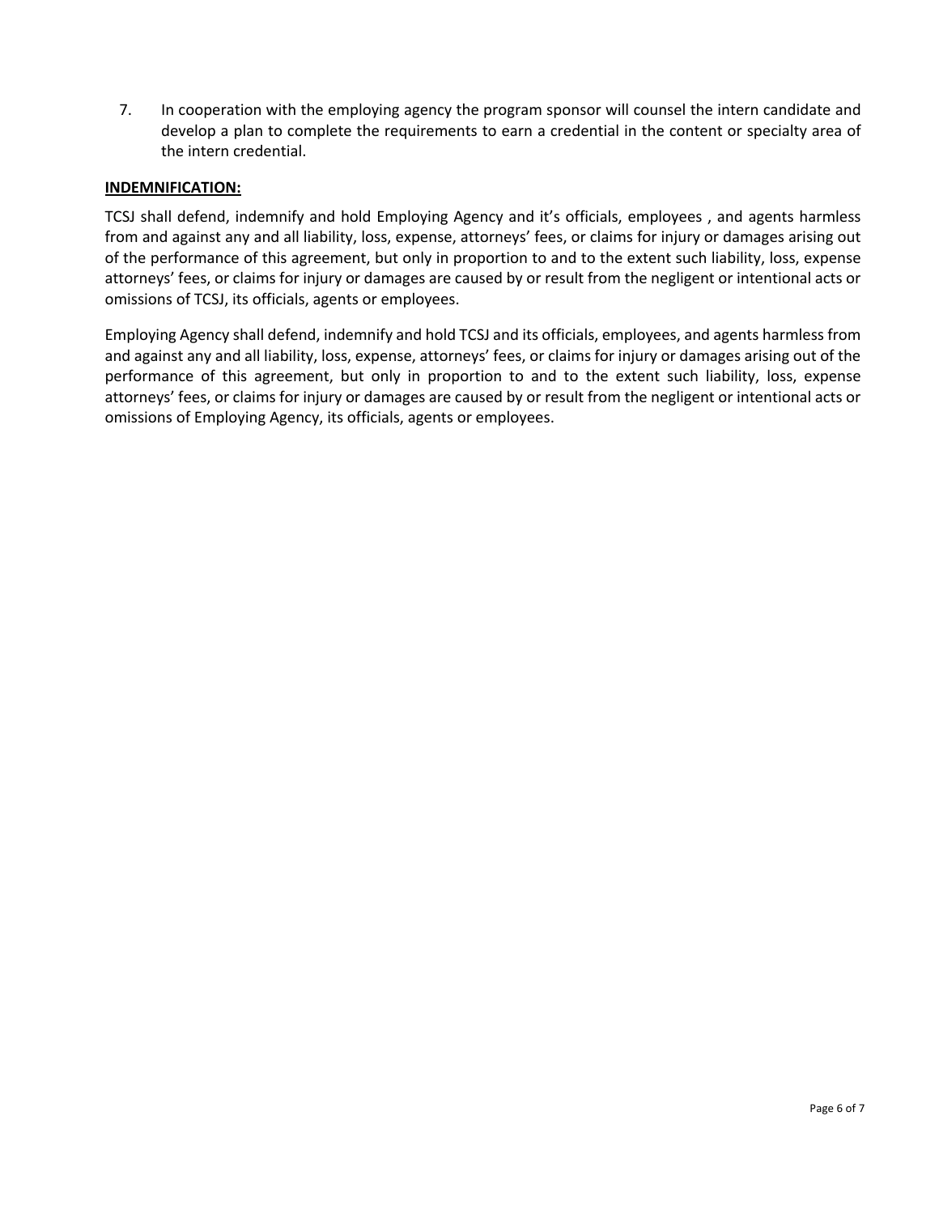7. In cooperation with the employing agency the program sponsor will counsel the intern candidate and develop a plan to complete the requirements to earn a credential in the content or specialty area of the intern credential.

**INDEMNIFICATION:**

TCSJ shall defend, indemnify and hold Employing Agency and it's officials, employees , and agents harmless from and against any and all liability, loss, expense, attorneys' fees, or claims for injury or damages arising out of the performance of this agreement, but only in proportion to and to the extent such liability, loss, expense attorneys' fees, or claims for injury or damages are caused by or result from the negligent or intentional acts or omissions of TCSJ, its officials, agents or employees.

Employing Agency shall defend, indemnify and hold TCSJ and its officials, employees, and agents harmless from and against any and all liability, loss, expense, attorneys' fees, or claims for injury or damages arising out of the performance of this agreement, but only in proportion to and to the extent such liability, loss, expense attorneys' fees, or claims for injury or damages are caused by or result from the negligent or intentional acts or omissions of Employing Agency, its officials, agents or employees.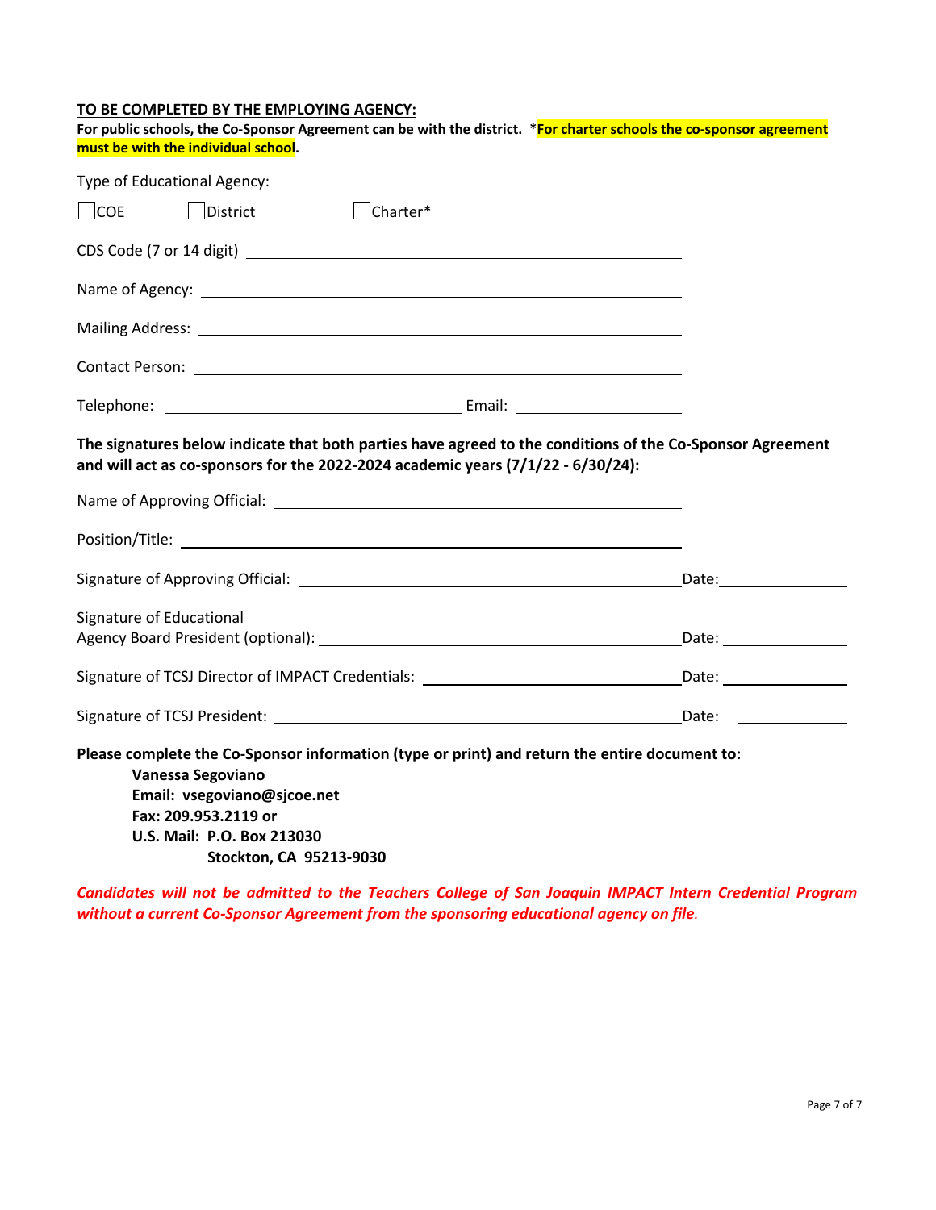**TO BE COMPLETED BY THE EMPLOYING AGENCY:**

**For public schools, the Co-Sponsor Agreement can be with the district. *For charter schools the co-sponsor agreement must be with the individual school.**

Type of Educational Agency:

☐ COE ☐ District ☐ Charter*

CDS Code (7 or 14 digit) ______________________________

Name of Agency: ______________________________

Mailing Address: ______________________________

Contact Person: ______________________________

Telephone: ____________________ Email: ____________________

**The signatures below indicate that both parties have agreed to the conditions of the Co-Sponsor Agreement and will act as co-sponsors for the 2022-2024 academic years (7/1/22 - 6/30/24):**

Name of Approving Official: ______________________________

Position/Title: ______________________________

Signature of Approving Official: ______________________________ Date: ____________

Signature of Educational Agency Board President (optional): ______________________________ Date: ____________

Signature of TCSJ Director of IMPACT Credentials: ______________________________ Date: ____________

Signature of TCSJ President: ______________________________ Date: ____________

**Please complete the Co-Sponsor information (type or print) and return the entire document to:**

**Vanessa Segoviano**
**Email: vsegoviano@sjcoe.net**
**Fax: 209.953.2119 or**
**U.S. Mail: P.O. Box 213030**
**Stockton, CA 95213-9030**

***Candidates will not be admitted to the Teachers College of San Joaquin IMPACT Intern Credential Program without a current Co-Sponsor Agreement from the sponsoring educational agency on file.***